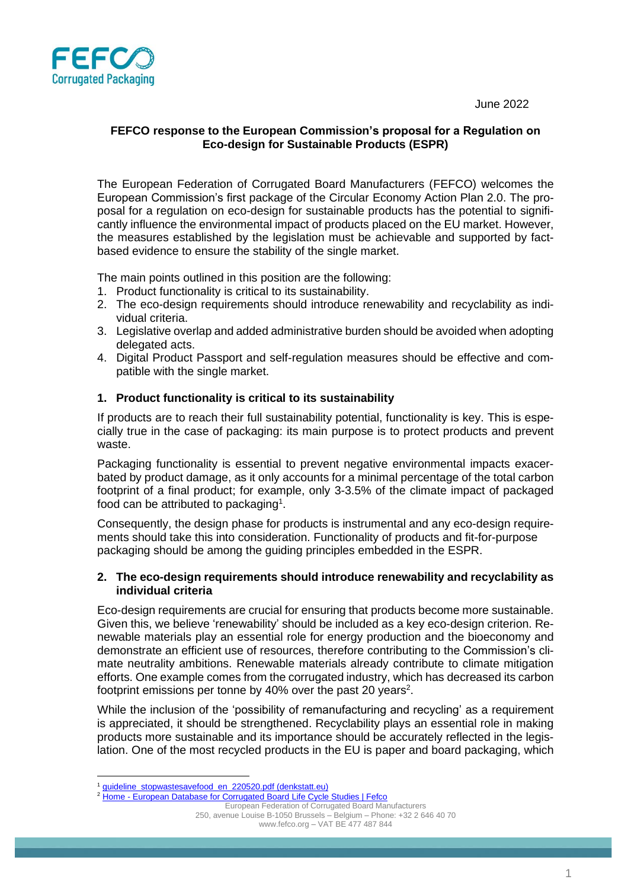June 2022

**FEFCO response to the European Commission's proposal for a Regulation on Eco-design for Sustainable Products (ESPR)**

The European Federation of Corrugated Board Manufacturers (FEFCO) welcomes the European Commission's first package of the Circular Economy Action Plan 2.0. The proposal for a regulation on eco-design for sustainable products has the potential to significantly influence the environmental impact of products placed on the EU market. However, the measures established by the legislation must be achievable and supported by fact-based evidence to ensure the stability of the single market.

The main points outlined in this position are the following:

1. Product functionality is critical to its sustainability.
2. The eco-design requirements should introduce renewability and recyclability as individual criteria.
3. Legislative overlap and added administrative burden should be avoided when adopting delegated acts.
4. Digital Product Passport and self-regulation measures should be effective and compatible with the single market.

## 1. Product functionality is critical to its sustainability

If products are to reach their full sustainability potential, functionality is key. This is especially true in the case of packaging: its main purpose is to protect products and prevent waste.

Packaging functionality is essential to prevent negative environmental impacts exacerbated by product damage, as it only accounts for a minimal percentage of the total carbon footprint of a final product; for example, only 3-3.5% of the climate impact of packaged food can be attributed to packaging[1].

Consequently, the design phase for products is instrumental and any eco-design requirements should take this into consideration. Functionality of products and fit-for-purpose packaging should be among the guiding principles embedded in the ESPR.

## 2. The eco-design requirements should introduce renewability and recyclability as individual criteria

Eco-design requirements are crucial for ensuring that products become more sustainable. Given this, we believe 'renewability' should be included as a key eco-design criterion. Renewable materials play an essential role for energy production and the bioeconomy and demonstrate an efficient use of resources, therefore contributing to the Commission's climate neutrality ambitions. Renewable materials already contribute to climate mitigation efforts. One example comes from the corrugated industry, which has decreased its carbon footprint emissions per tonne by 40% over the past 20 years[2].

While the inclusion of the 'possibility of remanufacturing and recycling' as a requirement is appreciated, it should be strengthened. Recyclability plays an essential role in making products more sustainable and its importance should be accurately reflected in the legislation. One of the most recycled products in the EU is paper and board packaging, which

---

[1] guideline_stopwastesavefood_en_220520.pdf (denkstatt.eu)

[2] Home - European Database for Corrugated Board Life Cycle Studies | Fefco

European Federation of Corrugated Board Manufacturers
250, avenue Louise B-1050 Brussels – Belgium – Phone: +32 2 646 40 70
www.fefco.org – VAT BE 477 487 844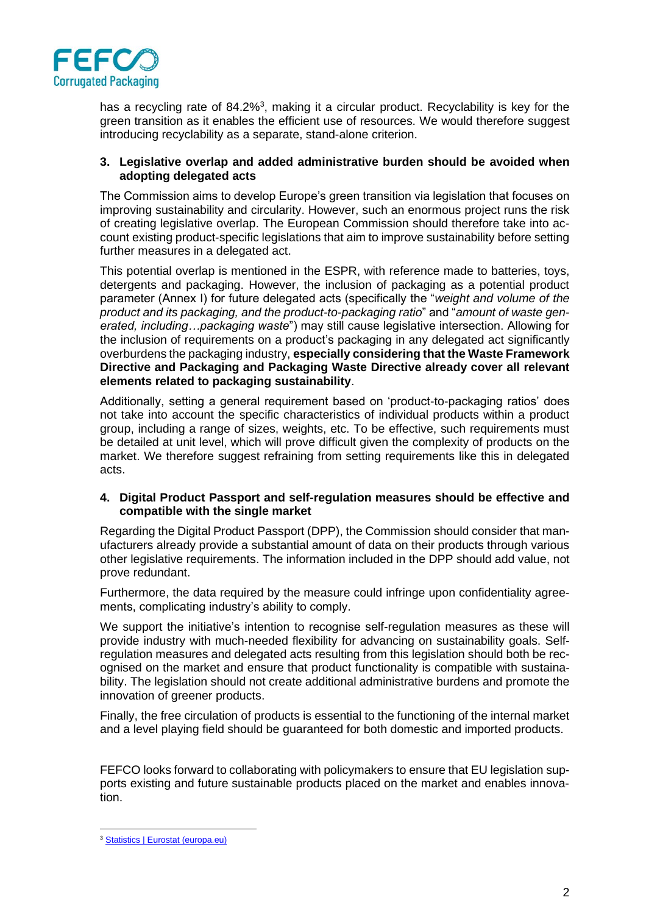has a recycling rate of 84.2%[3], making it a circular product. Recyclability is key for the green transition as it enables the efficient use of resources. We would therefore suggest introducing recyclability as a separate, stand-alone criterion.

**3. Legislative overlap and added administrative burden should be avoided when adopting delegated acts**

The Commission aims to develop Europe's green transition via legislation that focuses on improving sustainability and circularity. However, such an enormous project runs the risk of creating legislative overlap. The European Commission should therefore take into account existing product-specific legislations that aim to improve sustainability before setting further measures in a delegated act.

This potential overlap is mentioned in the ESPR, with reference made to batteries, toys, detergents and packaging. However, the inclusion of packaging as a potential product parameter (Annex I) for future delegated acts (specifically the "*weight and volume of the product and its packaging, and the product-to-packaging ratio*" and "*amount of waste generated, including…packaging waste*") may still cause legislative intersection. Allowing for the inclusion of requirements on a product's packaging in any delegated act significantly overburdens the packaging industry, **especially considering that the Waste Framework Directive and Packaging and Packaging Waste Directive already cover all relevant elements related to packaging sustainability**.

Additionally, setting a general requirement based on 'product-to-packaging ratios' does not take into account the specific characteristics of individual products within a product group, including a range of sizes, weights, etc. To be effective, such requirements must be detailed at unit level, which will prove difficult given the complexity of products on the market. We therefore suggest refraining from setting requirements like this in delegated acts.

**4. Digital Product Passport and self-regulation measures should be effective and compatible with the single market**

Regarding the Digital Product Passport (DPP), the Commission should consider that manufacturers already provide a substantial amount of data on their products through various other legislative requirements. The information included in the DPP should add value, not prove redundant.

Furthermore, the data required by the measure could infringe upon confidentiality agreements, complicating industry's ability to comply.

We support the initiative's intention to recognise self-regulation measures as these will provide industry with much-needed flexibility for advancing on sustainability goals. Self-regulation measures and delegated acts resulting from this legislation should both be recognised on the market and ensure that product functionality is compatible with sustainability. The legislation should not create additional administrative burdens and promote the innovation of greener products.

Finally, the free circulation of products is essential to the functioning of the internal market and a level playing field should be guaranteed for both domestic and imported products.

FEFCO looks forward to collaborating with policymakers to ensure that EU legislation supports existing and future sustainable products placed on the market and enables innovation.

---

[3] Statistics | Eurostat (europa.eu)